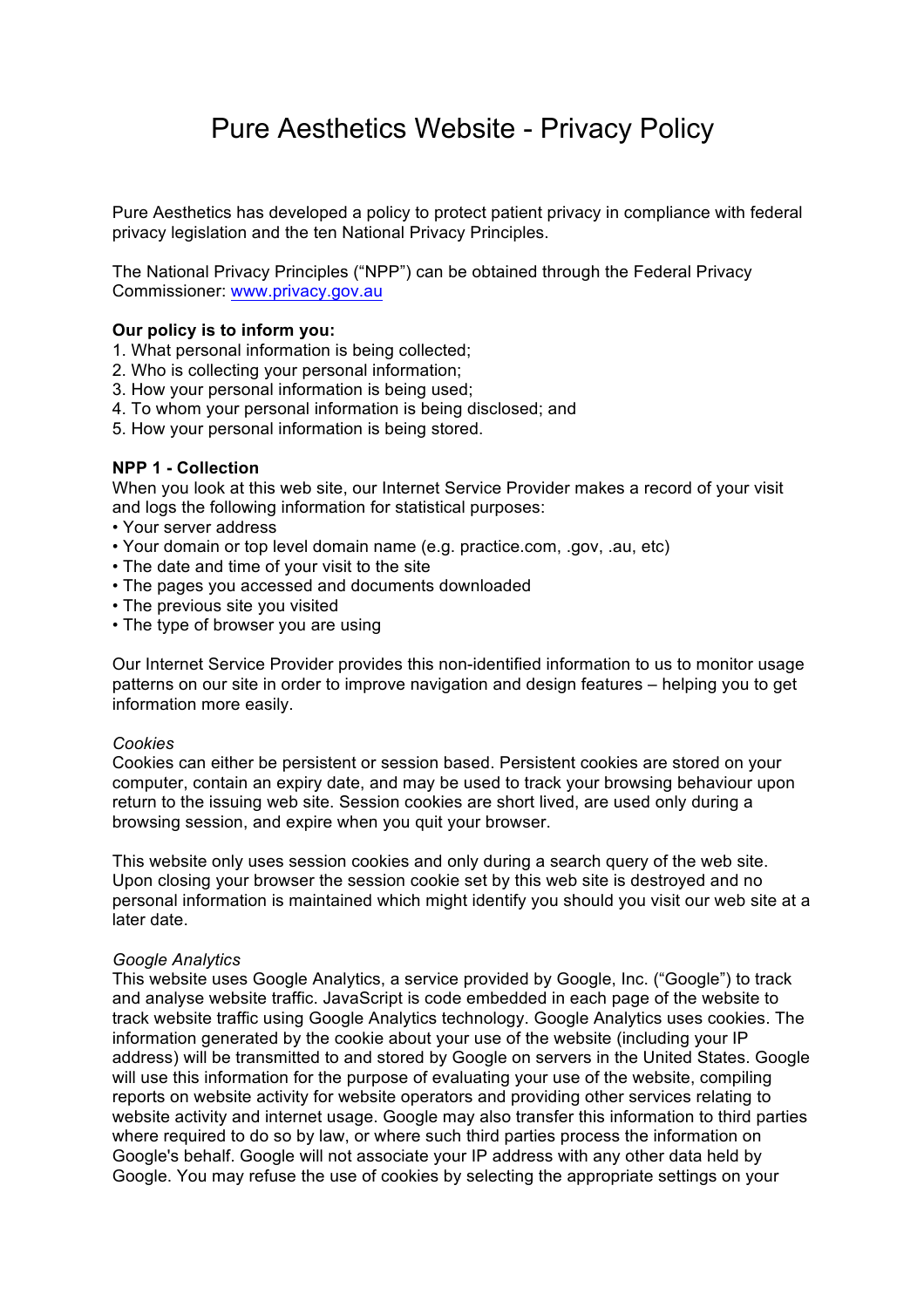# Pure Aesthetics Website - Privacy Policy

Pure Aesthetics has developed a policy to protect patient privacy in compliance with federal privacy legislation and the ten National Privacy Principles.

The National Privacy Principles ("NPP") can be obtained through the Federal Privacy Commissioner: [www.privacy.gov.au](http://www.privacy.gov.au)

**Our policy is to inform you:**

1. What personal information is being collected;
2. Who is collecting your personal information;
3. How your personal information is being used;
4. To whom your personal information is being disclosed; and
5. How your personal information is being stored.

**NPP 1 - Collection**

When you look at this web site, our Internet Service Provider makes a record of your visit and logs the following information for statistical purposes:

- Your server address
- Your domain or top level domain name (e.g. practice.com, .gov, .au, etc)
- The date and time of your visit to the site
- The pages you accessed and documents downloaded
- The previous site you visited
- The type of browser you are using

Our Internet Service Provider provides this non-identified information to us to monitor usage patterns on our site in order to improve navigation and design features – helping you to get information more easily.

*Cookies*

Cookies can either be persistent or session based. Persistent cookies are stored on your computer, contain an expiry date, and may be used to track your browsing behaviour upon return to the issuing web site. Session cookies are short lived, are used only during a browsing session, and expire when you quit your browser.

This website only uses session cookies and only during a search query of the web site. Upon closing your browser the session cookie set by this web site is destroyed and no personal information is maintained which might identify you should you visit our web site at a later date.

*Google Analytics*

This website uses Google Analytics, a service provided by Google, Inc. ("Google") to track and analyse website traffic. JavaScript is code embedded in each page of the website to track website traffic using Google Analytics technology. Google Analytics uses cookies. The information generated by the cookie about your use of the website (including your IP address) will be transmitted to and stored by Google on servers in the United States. Google will use this information for the purpose of evaluating your use of the website, compiling reports on website activity for website operators and providing other services relating to website activity and internet usage. Google may also transfer this information to third parties where required to do so by law, or where such third parties process the information on Google's behalf. Google will not associate your IP address with any other data held by Google. You may refuse the use of cookies by selecting the appropriate settings on your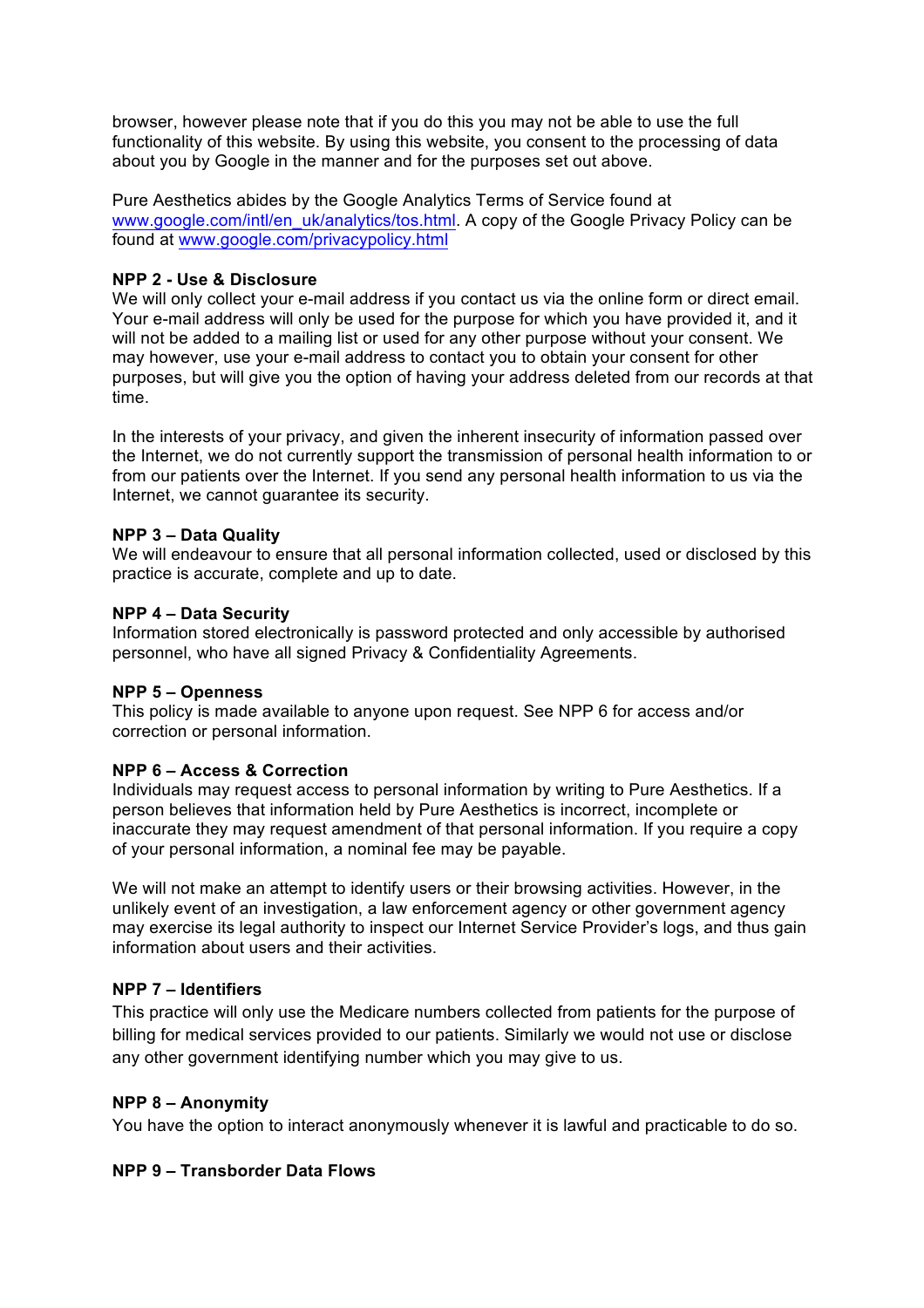browser, however please note that if you do this you may not be able to use the full functionality of this website. By using this website, you consent to the processing of data about you by Google in the manner and for the purposes set out above.

Pure Aesthetics abides by the Google Analytics Terms of Service found at [www.google.com/intl/en_uk/analytics/tos.html](http://www.google.com/intl/en_uk/analytics/tos.html). A copy of the Google Privacy Policy can be found at [www.google.com/privacypolicy.html](http://www.google.com/privacypolicy.html)

**NPP 2 - Use & Disclosure**
We will only collect your e-mail address if you contact us via the online form or direct email. Your e-mail address will only be used for the purpose for which you have provided it, and it will not be added to a mailing list or used for any other purpose without your consent. We may however, use your e-mail address to contact you to obtain your consent for other purposes, but will give you the option of having your address deleted from our records at that time.

In the interests of your privacy, and given the inherent insecurity of information passed over the Internet, we do not currently support the transmission of personal health information to or from our patients over the Internet. If you send any personal health information to us via the Internet, we cannot guarantee its security.

**NPP 3 – Data Quality**
We will endeavour to ensure that all personal information collected, used or disclosed by this practice is accurate, complete and up to date.

**NPP 4 – Data Security**
Information stored electronically is password protected and only accessible by authorised personnel, who have all signed Privacy & Confidentiality Agreements.

**NPP 5 – Openness**
This policy is made available to anyone upon request. See NPP 6 for access and/or correction or personal information.

**NPP 6 – Access & Correction**
Individuals may request access to personal information by writing to Pure Aesthetics. If a person believes that information held by Pure Aesthetics is incorrect, incomplete or inaccurate they may request amendment of that personal information. If you require a copy of your personal information, a nominal fee may be payable.

We will not make an attempt to identify users or their browsing activities. However, in the unlikely event of an investigation, a law enforcement agency or other government agency may exercise its legal authority to inspect our Internet Service Provider's logs, and thus gain information about users and their activities.

**NPP 7 – Identifiers**
This practice will only use the Medicare numbers collected from patients for the purpose of billing for medical services provided to our patients. Similarly we would not use or disclose any other government identifying number which you may give to us.

**NPP 8 – Anonymity**
You have the option to interact anonymously whenever it is lawful and practicable to do so.

**NPP 9 – Transborder Data Flows**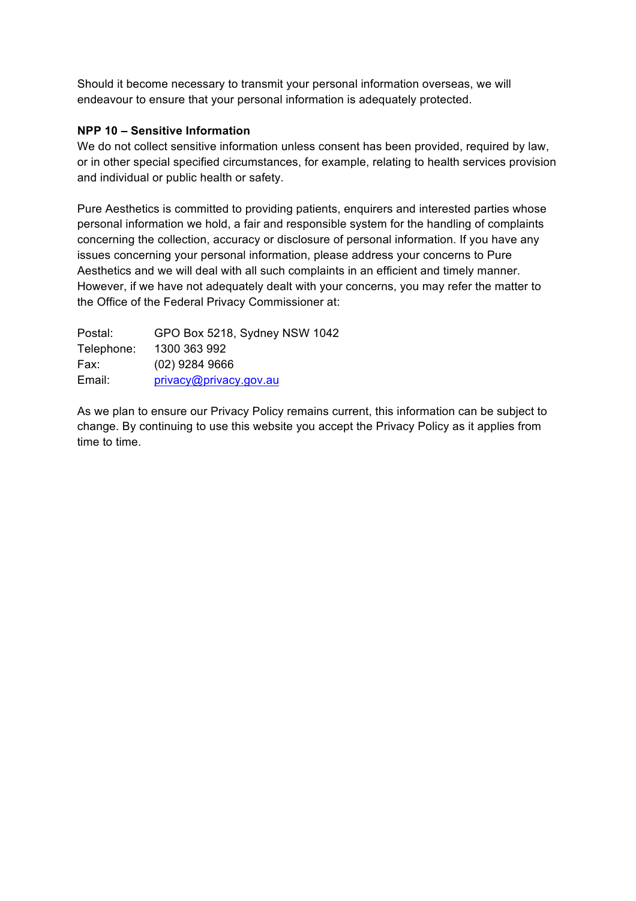Should it become necessary to transmit your personal information overseas, we will endeavour to ensure that your personal information is adequately protected.

**NPP 10 – Sensitive Information**

We do not collect sensitive information unless consent has been provided, required by law, or in other special specified circumstances, for example, relating to health services provision and individual or public health or safety.

Pure Aesthetics is committed to providing patients, enquirers and interested parties whose personal information we hold, a fair and responsible system for the handling of complaints concerning the collection, accuracy or disclosure of personal information. If you have any issues concerning your personal information, please address your concerns to Pure Aesthetics and we will deal with all such complaints in an efficient and timely manner. However, if we have not adequately dealt with your concerns, you may refer the matter to the Office of the Federal Privacy Commissioner at:

| | |
|---|---|
| Postal: | GPO Box 5218, Sydney NSW 1042 |
| Telephone: | 1300 363 992 |
| Fax: | (02) 9284 9666 |
| Email: | privacy@privacy.gov.au |

As we plan to ensure our Privacy Policy remains current, this information can be subject to change. By continuing to use this website you accept the Privacy Policy as it applies from time to time.